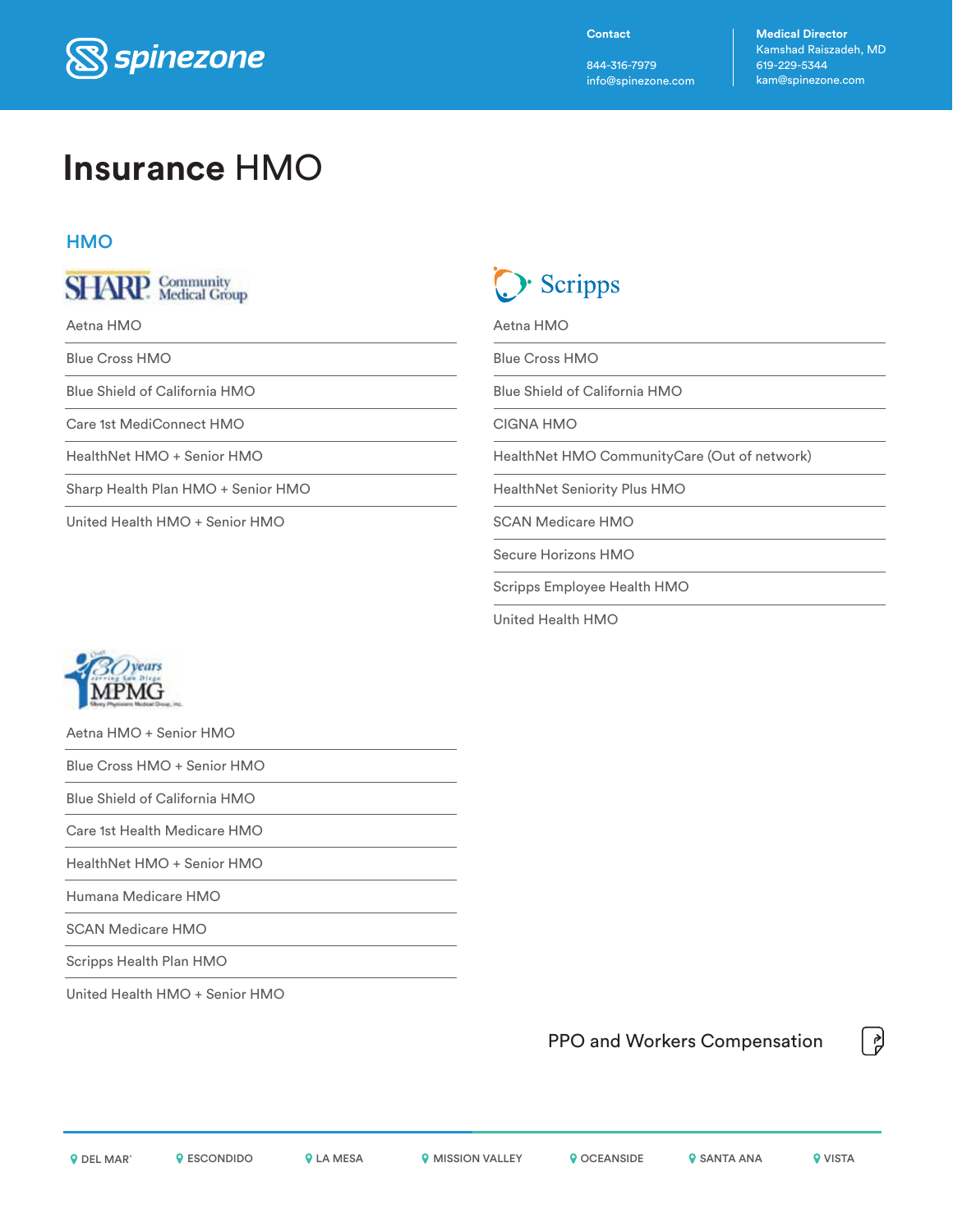spinezone

**Contact**

844-316-7979
info@spinezone.com

**Medical Director**
Kamshad Raiszadeh, MD
619-229-5344
kam@spinezone.com

# **Insurance** HMO

## HMO

### SHARP Community Medical Group

- Aetna HMO
- Blue Cross HMO
- Blue Shield of California HMO
- Care 1st MediConnect HMO
- HealthNet HMO + Senior HMO
- Sharp Health Plan HMO + Senior HMO
- United Health HMO + Senior HMO

### Scripps

- Aetna HMO
- Blue Cross HMO
- Blue Shield of California HMO
- CIGNA HMO
- HealthNet HMO CommunityCare (Out of network)
- HealthNet Seniority Plus HMO
- SCAN Medicare HMO
- Secure Horizons HMO
- Scripps Employee Health HMO
- United Health HMO

### MPMG

- Aetna HMO + Senior HMO
- Blue Cross HMO + Senior HMO
- Blue Shield of California HMO
- Care 1st Health Medicare HMO
- HealthNet HMO + Senior HMO
- Humana Medicare HMO
- SCAN Medicare HMO
- Scripps Health Plan HMO
- United Health HMO + Senior HMO

PPO and Workers Compensation

DEL MAR · ESCONDIDO · LA MESA · MISSION VALLEY · OCEANSIDE · SANTA ANA · VISTA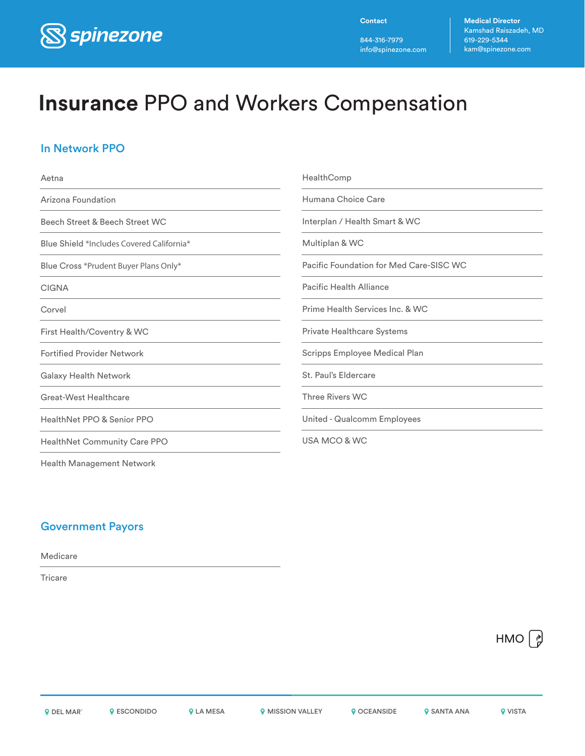spinezone

**Contact**

844-316-7979
info@spinezone.com

**Medical Director**
Kamshad Raiszadeh, MD
619-229-5344
kam@spinezone.com

# **Insurance** PPO and Workers Compensation

## In Network PPO

- Aetna
- Arizona Foundation
- Beech Street & Beech Street WC
- Blue Shield *Includes Covered California*
- Blue Cross *Prudent Buyer Plans Only*
- CIGNA
- Corvel
- First Health/Coventry & WC
- Fortified Provider Network
- Galaxy Health Network
- Great-West Healthcare
- HealthNet PPO & Senior PPO
- HealthNet Community Care PPO
- Health Management Network
- HealthComp
- Humana Choice Care
- Interplan / Health Smart & WC
- Multiplan & WC
- Pacific Foundation for Med Care-SISC WC
- Pacific Health Alliance
- Prime Health Services Inc. & WC
- Private Healthcare Systems
- Scripps Employee Medical Plan
- St. Paul's Eldercare
- Three Rivers WC
- United - Qualcomm Employees
- USA MCO & WC

## Government Payors

- Medicare
- Tricare

HMO

DEL MAR · ESCONDIDO · LA MESA · MISSION VALLEY · OCEANSIDE · SANTA ANA · VISTA